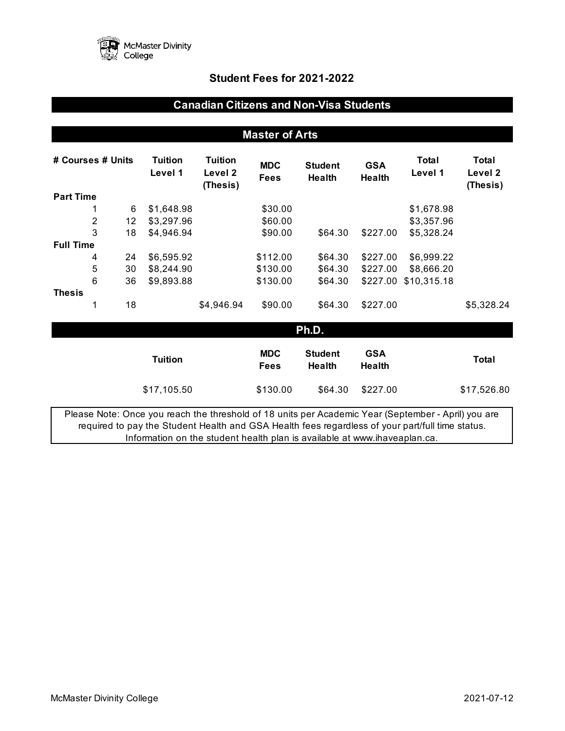McMaster Divinity College

# Student Fees for 2021-2022

## Canadian Citizens and Non-Visa Students

### Master of Arts

| # Courses | # Units | Tuition Level 1 | Tuition Level 2 (Thesis) | MDC Fees | Student Health | GSA Health | Total Level 1 | Total Level 2 (Thesis) |
|---|---|---|---|---|---|---|---|---|
| **Part Time** | | | | | | | | |
| 1 | 6 | $1,648.98 | | $30.00 | | | $1,678.98 | |
| 2 | 12 | $3,297.96 | | $60.00 | | | $3,357.96 | |
| 3 | 18 | $4,946.94 | | $90.00 | $64.30 | $227.00 | $5,328.24 | |
| **Full Time** | | | | | | | | |
| 4 | 24 | $6,595.92 | | $112.00 | $64.30 | $227.00 | $6,999.22 | |
| 5 | 30 | $8,244.90 | | $130.00 | $64.30 | $227.00 | $8,666.20 | |
| 6 | 36 | $9,893.88 | | $130.00 | $64.30 | $227.00 | $10,315.18 | |
| **Thesis** | | | | | | | | |
| 1 | 18 | | $4,946.94 | $90.00 | $64.30 | $227.00 | | $5,328.24 |

### Ph.D.

| Tuition | MDC Fees | Student Health | GSA Health | Total |
|---|---|---|---|---|
| $17,105.50 | $130.00 | $64.30 | $227.00 | $17,526.80 |

Please Note: Once you reach the threshold of 18 units per Academic Year (September - April) you are required to pay the Student Health and GSA Health fees regardless of your part/full time status. Information on the student health plan is available at www.ihaveaplan.ca.

McMaster Divinity College 2021-07-12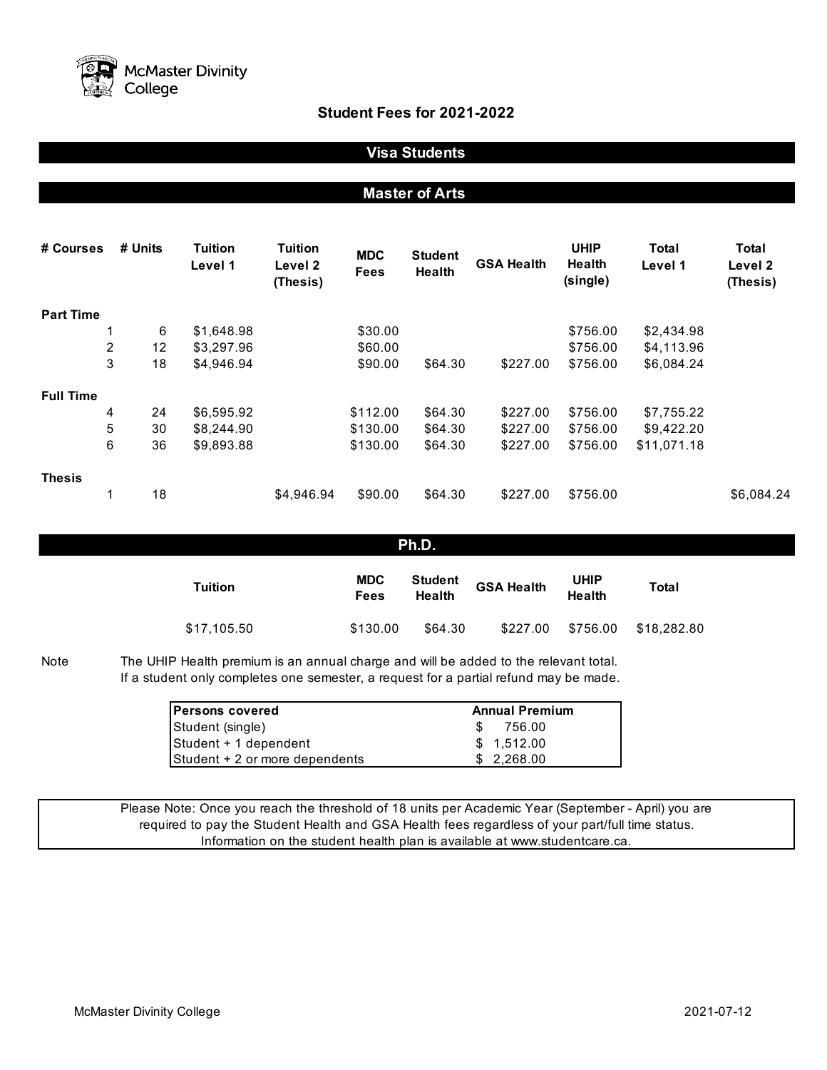McMaster Divinity College

## Student Fees for 2021-2022

### Visa Students

### Master of Arts

| # Courses | # Units | Tuition Level 1 | Tuition Level 2 (Thesis) | MDC Fees | Student Health | GSA Health | UHIP Health (single) | Total Level 1 | Total Level 2 (Thesis) |
|---|---|---|---|---|---|---|---|---|---|
| **Part Time** | | | | | | | | | |
| 1 | 6 | $1,648.98 | | $30.00 | | | $756.00 | $2,434.98 | |
| 2 | 12 | $3,297.96 | | $60.00 | | | $756.00 | $4,113.96 | |
| 3 | 18 | $4,946.94 | | $90.00 | $64.30 | $227.00 | $756.00 | $6,084.24 | |
| **Full Time** | | | | | | | | | |
| 4 | 24 | $6,595.92 | | $112.00 | $64.30 | $227.00 | $756.00 | $7,755.22 | |
| 5 | 30 | $8,244.90 | | $130.00 | $64.30 | $227.00 | $756.00 | $9,422.20 | |
| 6 | 36 | $9,893.88 | | $130.00 | $64.30 | $227.00 | $756.00 | $11,071.18 | |
| **Thesis** | | | | | | | | | |
| 1 | 18 | | $4,946.94 | $90.00 | $64.30 | $227.00 | $756.00 | | $6,084.24 |

### Ph.D.

| Tuition | MDC Fees | Student Health | GSA Health | UHIP Health | Total |
|---|---|---|---|---|---|
| $17,105.50 | $130.00 | $64.30 | $227.00 | $756.00 | $18,282.80 |

Note: The UHIP Health premium is an annual charge and will be added to the relevant total. If a student only completes one semester, a request for a partial refund may be made.

| Persons covered | Annual Premium |
|---|---|
| Student (single) | $ 756.00 |
| Student + 1 dependent | $ 1,512.00 |
| Student + 2 or more dependents | $ 2,268.00 |

Please Note: Once you reach the threshold of 18 units per Academic Year (September - April) you are required to pay the Student Health and GSA Health fees regardless of your part/full time status. Information on the student health plan is available at www.studentcare.ca.

McMaster Divinity College 2021-07-12